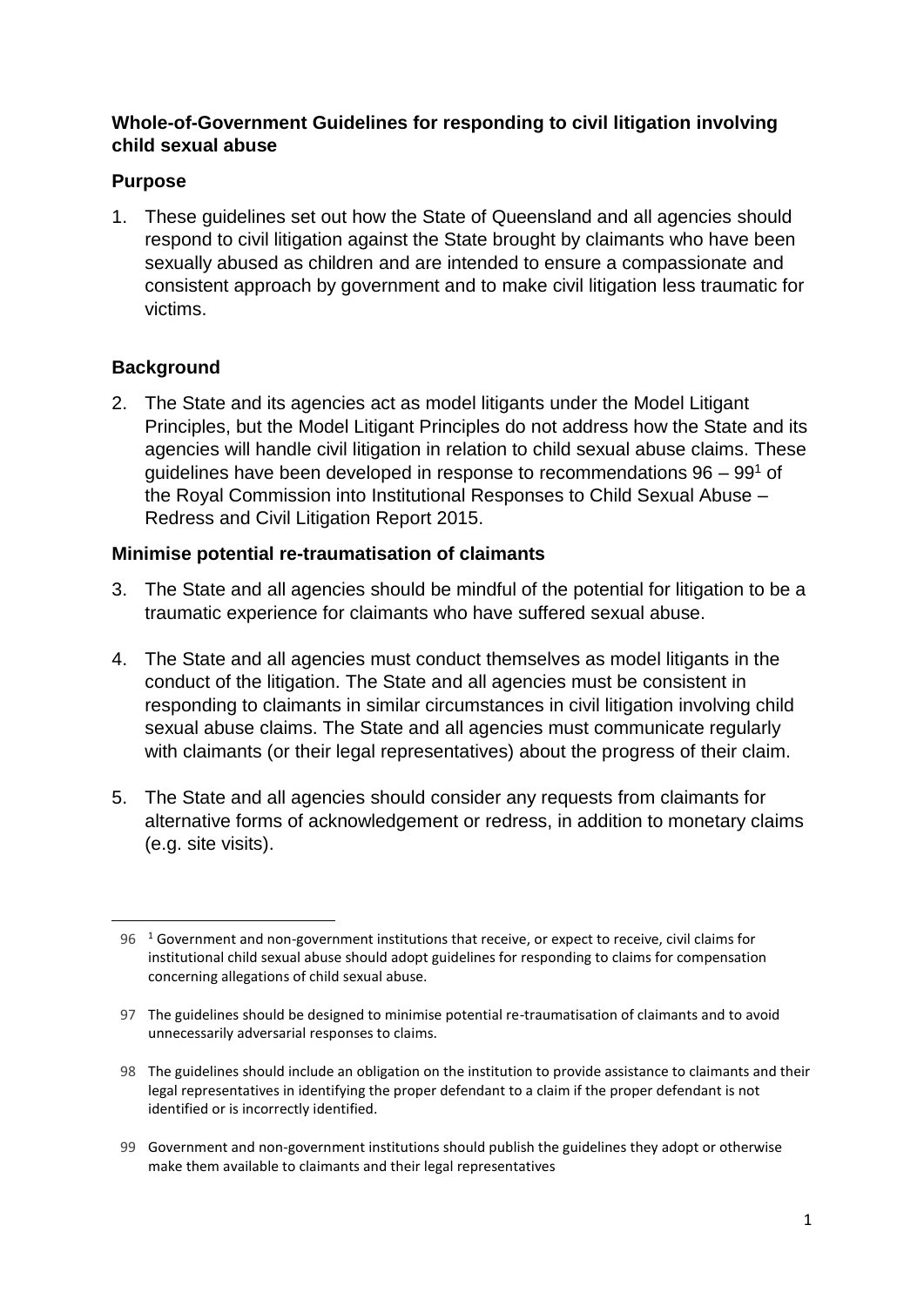**Whole-of-Government Guidelines for responding to civil litigation involving child sexual abuse**

## Purpose

1. These guidelines set out how the State of Queensland and all agencies should respond to civil litigation against the State brought by claimants who have been sexually abused as children and are intended to ensure a compassionate and consistent approach by government and to make civil litigation less traumatic for victims.

## Background

2. The State and its agencies act as model litigants under the Model Litigant Principles, but the Model Litigant Principles do not address how the State and its agencies will handle civil litigation in relation to child sexual abuse claims. These guidelines have been developed in response to recommendations 96 – 99[1] of the Royal Commission into Institutional Responses to Child Sexual Abuse – Redress and Civil Litigation Report 2015.

## Minimise potential re-traumatisation of claimants

3. The State and all agencies should be mindful of the potential for litigation to be a traumatic experience for claimants who have suffered sexual abuse.

4. The State and all agencies must conduct themselves as model litigants in the conduct of the litigation. The State and all agencies must be consistent in responding to claimants in similar circumstances in civil litigation involving child sexual abuse claims. The State and all agencies must communicate regularly with claimants (or their legal representatives) about the progress of their claim.

5. The State and all agencies should consider any requests from claimants for alternative forms of acknowledgement or redress, in addition to monetary claims (e.g. site visits).

---

96 [1] Government and non-government institutions that receive, or expect to receive, civil claims for institutional child sexual abuse should adopt guidelines for responding to claims for compensation concerning allegations of child sexual abuse.

97 The guidelines should be designed to minimise potential re-traumatisation of claimants and to avoid unnecessarily adversarial responses to claims.

98 The guidelines should include an obligation on the institution to provide assistance to claimants and their legal representatives in identifying the proper defendant to a claim if the proper defendant is not identified or is incorrectly identified.

99 Government and non-government institutions should publish the guidelines they adopt or otherwise make them available to claimants and their legal representatives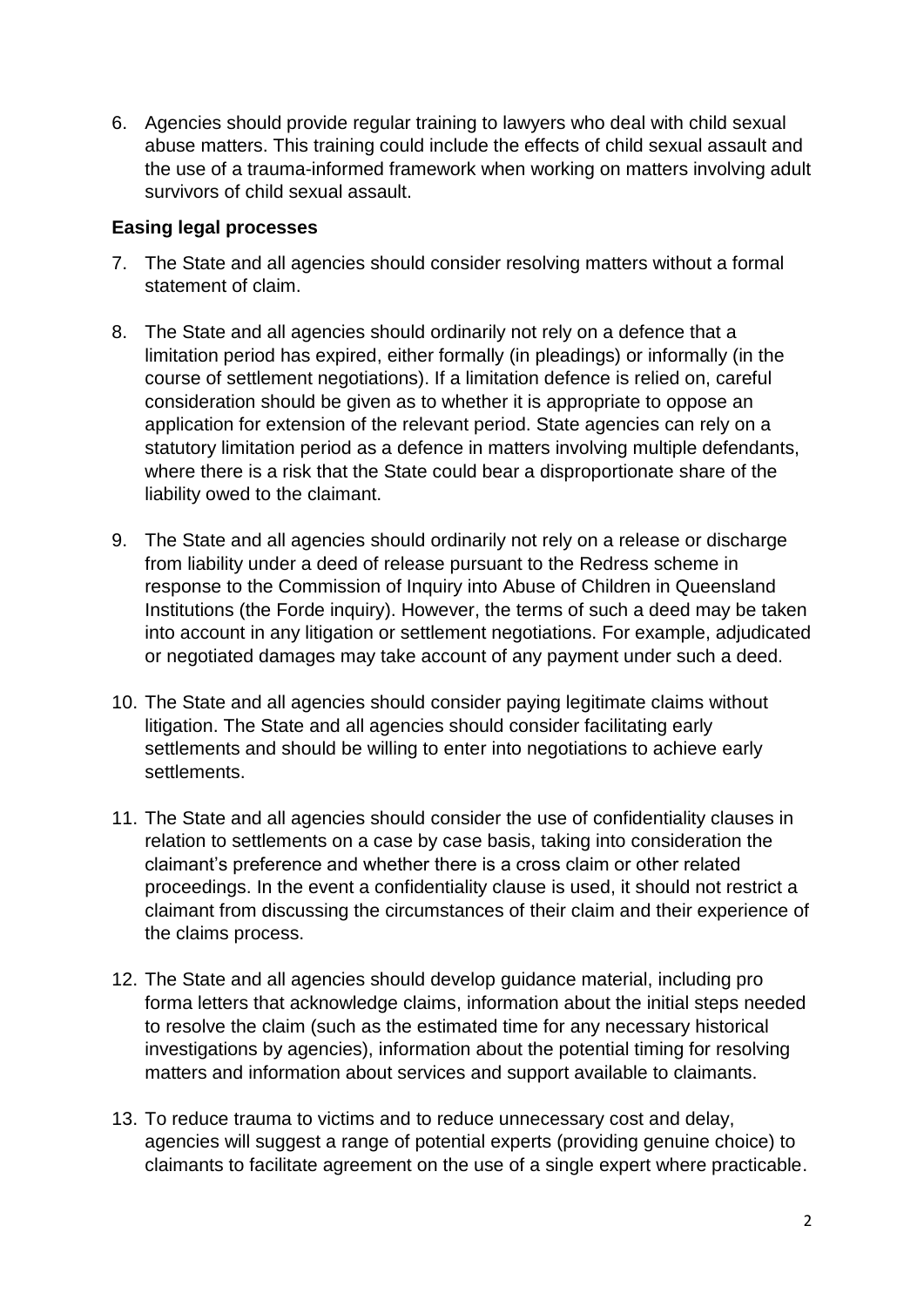6. Agencies should provide regular training to lawyers who deal with child sexual abuse matters. This training could include the effects of child sexual assault and the use of a trauma-informed framework when working on matters involving adult survivors of child sexual assault.

**Easing legal processes**

7. The State and all agencies should consider resolving matters without a formal statement of claim.

8. The State and all agencies should ordinarily not rely on a defence that a limitation period has expired, either formally (in pleadings) or informally (in the course of settlement negotiations). If a limitation defence is relied on, careful consideration should be given as to whether it is appropriate to oppose an application for extension of the relevant period. State agencies can rely on a statutory limitation period as a defence in matters involving multiple defendants, where there is a risk that the State could bear a disproportionate share of the liability owed to the claimant.

9. The State and all agencies should ordinarily not rely on a release or discharge from liability under a deed of release pursuant to the Redress scheme in response to the Commission of Inquiry into Abuse of Children in Queensland Institutions (the Forde inquiry). However, the terms of such a deed may be taken into account in any litigation or settlement negotiations. For example, adjudicated or negotiated damages may take account of any payment under such a deed.

10. The State and all agencies should consider paying legitimate claims without litigation. The State and all agencies should consider facilitating early settlements and should be willing to enter into negotiations to achieve early settlements.

11. The State and all agencies should consider the use of confidentiality clauses in relation to settlements on a case by case basis, taking into consideration the claimant's preference and whether there is a cross claim or other related proceedings. In the event a confidentiality clause is used, it should not restrict a claimant from discussing the circumstances of their claim and their experience of the claims process.

12. The State and all agencies should develop guidance material, including pro forma letters that acknowledge claims, information about the initial steps needed to resolve the claim (such as the estimated time for any necessary historical investigations by agencies), information about the potential timing for resolving matters and information about services and support available to claimants.

13. To reduce trauma to victims and to reduce unnecessary cost and delay, agencies will suggest a range of potential experts (providing genuine choice) to claimants to facilitate agreement on the use of a single expert where practicable.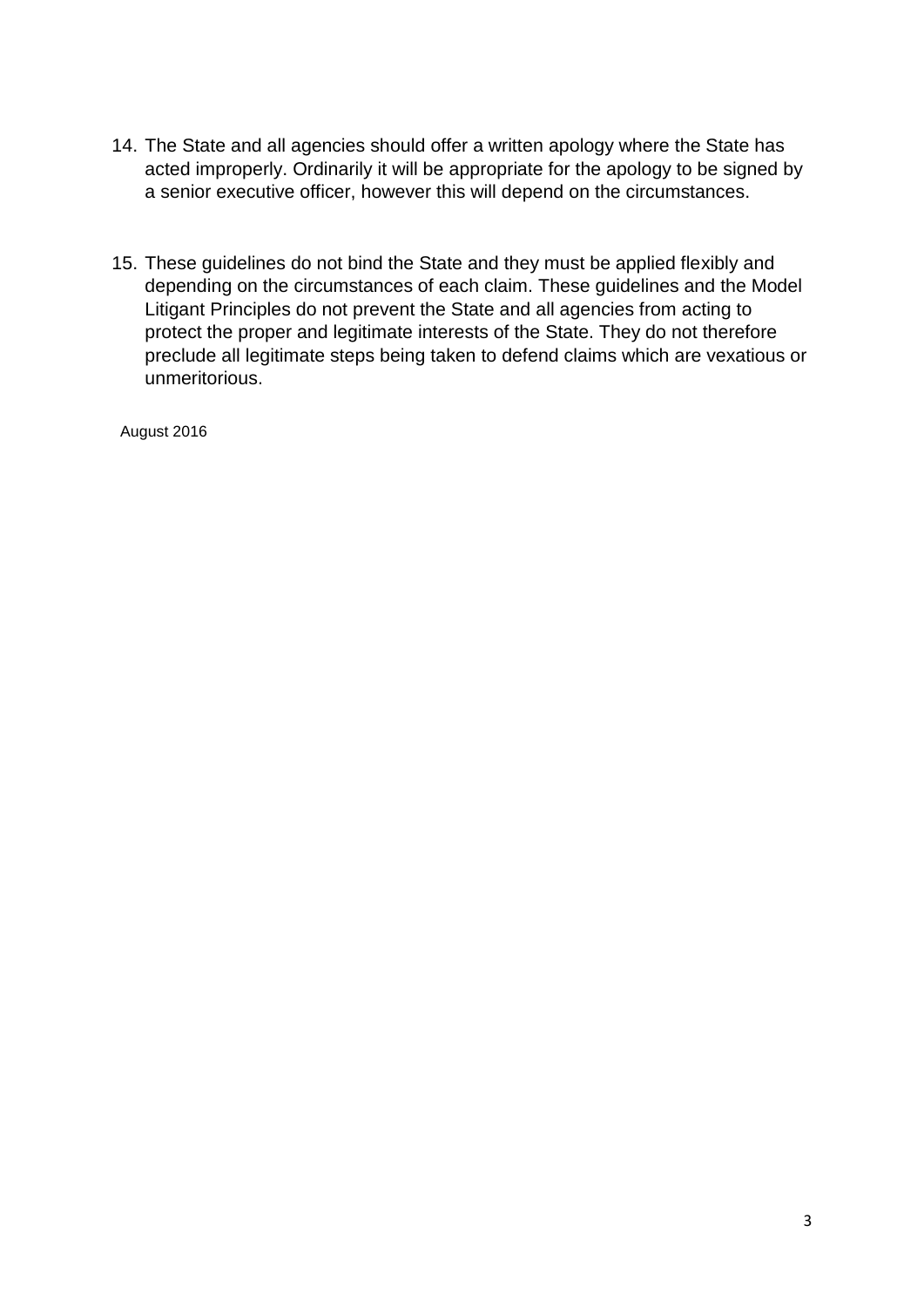14. The State and all agencies should offer a written apology where the State has acted improperly. Ordinarily it will be appropriate for the apology to be signed by a senior executive officer, however this will depend on the circumstances.

15. These guidelines do not bind the State and they must be applied flexibly and depending on the circumstances of each claim. These guidelines and the Model Litigant Principles do not prevent the State and all agencies from acting to protect the proper and legitimate interests of the State. They do not therefore preclude all legitimate steps being taken to defend claims which are vexatious or unmeritorious.

August 2016